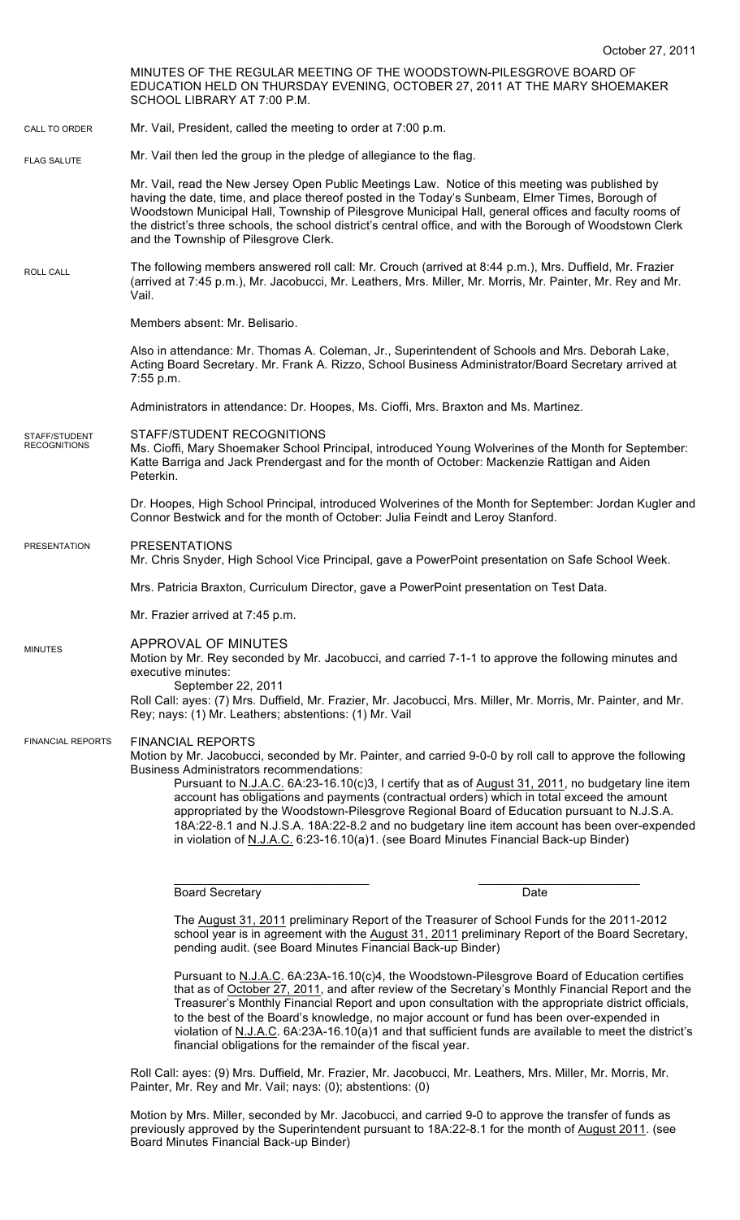October 27, 2011

MINUTES OF THE REGULAR MEETING OF THE WOODSTOWN-PILESGROVE BOARD OF EDUCATION HELD ON THURSDAY EVENING, OCTOBER 27, 2011 AT THE MARY SHOEMAKER SCHOOL LIBRARY AT 7:00 P.M.

CALL TO ORDER

Mr. Vail, President, called the meeting to order at 7:00 p.m.

FLAG SALUTE

Mr. Vail then led the group in the pledge of allegiance to the flag.

Mr. Vail, read the New Jersey Open Public Meetings Law. Notice of this meeting was published by having the date, time, and place thereof posted in the Today's Sunbeam, Elmer Times, Borough of Woodstown Municipal Hall, Township of Pilesgrove Municipal Hall, general offices and faculty rooms of the district's three schools, the school district's central office, and with the Borough of Woodstown Clerk and the Township of Pilesgrove Clerk.

ROLL CALL

The following members answered roll call: Mr. Crouch (arrived at 8:44 p.m.), Mrs. Duffield, Mr. Frazier (arrived at 7:45 p.m.), Mr. Jacobucci, Mr. Leathers, Mrs. Miller, Mr. Morris, Mr. Painter, Mr. Rey and Mr. Vail.

Members absent: Mr. Belisario.

Also in attendance: Mr. Thomas A. Coleman, Jr., Superintendent of Schools and Mrs. Deborah Lake, Acting Board Secretary. Mr. Frank A. Rizzo, School Business Administrator/Board Secretary arrived at 7:55 p.m.

Administrators in attendance: Dr. Hoopes, Ms. Cioffi, Mrs. Braxton and Ms. Martinez.

STAFF/STUDENT RECOGNITIONS

## STAFF/STUDENT RECOGNITIONS

Ms. Cioffi, Mary Shoemaker School Principal, introduced Young Wolverines of the Month for September: Katte Barriga and Jack Prendergast and for the month of October: Mackenzie Rattigan and Aiden Peterkin.

Dr. Hoopes, High School Principal, introduced Wolverines of the Month for September: Jordan Kugler and Connor Bestwick and for the month of October: Julia Feindt and Leroy Stanford.

PRESENTATION

## PRESENTATIONS

Mr. Chris Snyder, High School Vice Principal, gave a PowerPoint presentation on Safe School Week.

Mrs. Patricia Braxton, Curriculum Director, gave a PowerPoint presentation on Test Data.

Mr. Frazier arrived at 7:45 p.m.

MINUTES

## APPROVAL OF MINUTES

Motion by Mr. Rey seconded by Mr. Jacobucci, and carried 7-1-1 to approve the following minutes and executive minutes:

September 22, 2011

Roll Call: ayes: (7) Mrs. Duffield, Mr. Frazier, Mr. Jacobucci, Mrs. Miller, Mr. Morris, Mr. Painter, and Mr. Rey; nays: (1) Mr. Leathers; abstentions: (1) Mr. Vail

FINANCIAL REPORTS

## FINANCIAL REPORTS

Motion by Mr. Jacobucci, seconded by Mr. Painter, and carried 9-0-0 by roll call to approve the following Business Administrators recommendations:

Pursuant to N.J.A.C. 6A:23-16.10(c)3, I certify that as of August 31, 2011, no budgetary line item account has obligations and payments (contractual orders) which in total exceed the amount appropriated by the Woodstown-Pilesgrove Regional Board of Education pursuant to N.J.S.A. 18A:22-8.1 and N.J.S.A. 18A:22-8.2 and no budgetary line item account has been over-expended in violation of N.J.A.C. 6:23-16.10(a)1. (see Board Minutes Financial Back-up Binder)

\_\_\_\_\_\_\_\_\_\_\_\_\_\_\_\_\_\_\_\_\_\_\_\_\_\_\_\_\_ \_\_\_\_\_\_\_\_\_\_\_\_\_\_\_\_\_\_\_\_\_\_\_\_\_

Board Secretary Date

The August 31, 2011 preliminary Report of the Treasurer of School Funds for the 2011-2012 school year is in agreement with the August 31, 2011 preliminary Report of the Board Secretary, pending audit. (see Board Minutes Financial Back-up Binder)

Pursuant to N.J.A.C. 6A:23A-16.10(c)4, the Woodstown-Pilesgrove Board of Education certifies that as of October 27, 2011, and after review of the Secretary's Monthly Financial Report and the Treasurer's Monthly Financial Report and upon consultation with the appropriate district officials, to the best of the Board's knowledge, no major account or fund has been over-expended in violation of N.J.A.C. 6A:23A-16.10(a)1 and that sufficient funds are available to meet the district's financial obligations for the remainder of the fiscal year.

Roll Call: ayes: (9) Mrs. Duffield, Mr. Frazier, Mr. Jacobucci, Mr. Leathers, Mrs. Miller, Mr. Morris, Mr. Painter, Mr. Rey and Mr. Vail; nays: (0); abstentions: (0)

Motion by Mrs. Miller, seconded by Mr. Jacobucci, and carried 9-0 to approve the transfer of funds as previously approved by the Superintendent pursuant to 18A:22-8.1 for the month of August 2011. (see Board Minutes Financial Back-up Binder)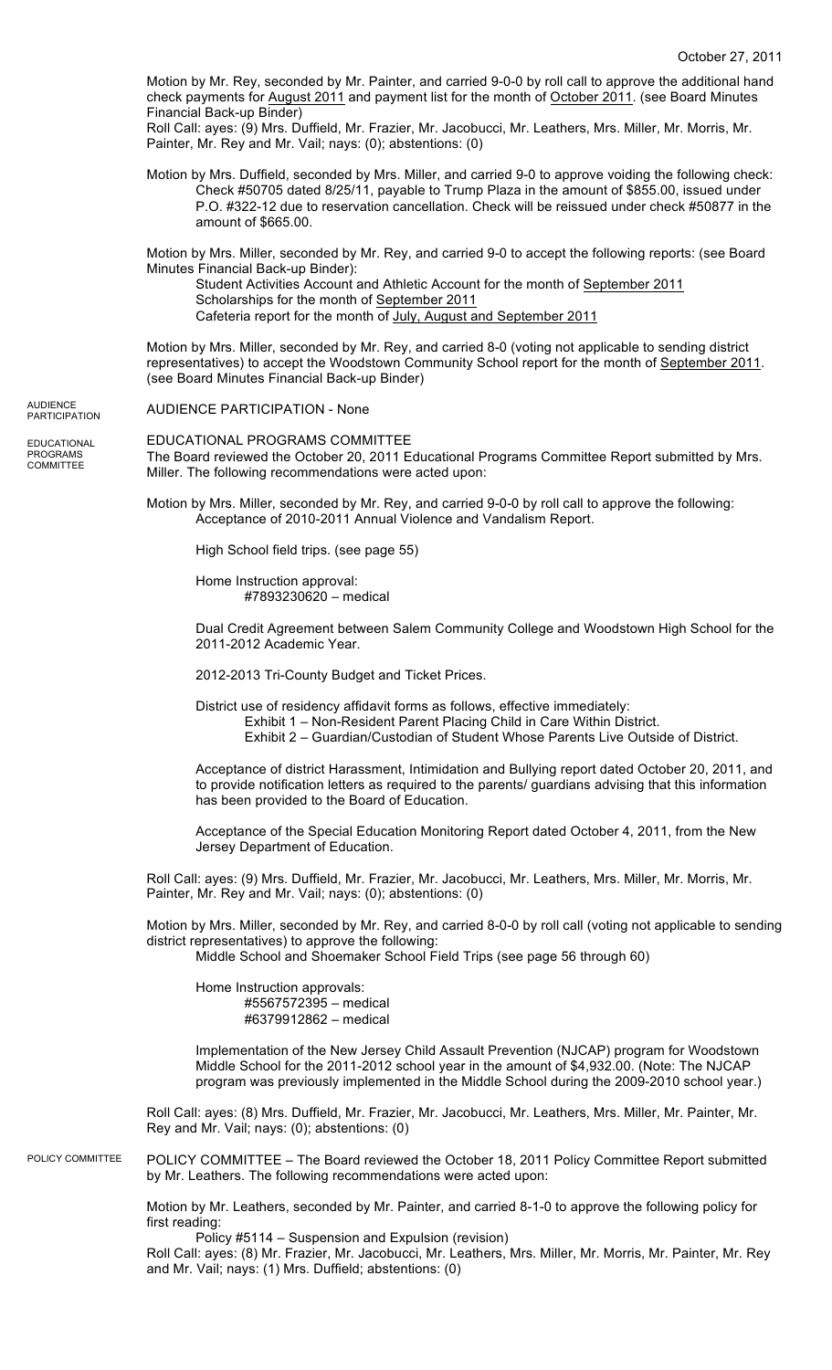October 27, 2011

Motion by Mr. Rey, seconded by Mr. Painter, and carried 9-0-0 by roll call to approve the additional hand check payments for August 2011 and payment list for the month of October 2011. (see Board Minutes Financial Back-up Binder)
Roll Call: ayes: (9) Mrs. Duffield, Mr. Frazier, Mr. Jacobucci, Mr. Leathers, Mrs. Miller, Mr. Morris, Mr. Painter, Mr. Rey and Mr. Vail; nays: (0); abstentions: (0)

Motion by Mrs. Duffield, seconded by Mrs. Miller, and carried 9-0 to approve voiding the following check:
Check #50705 dated 8/25/11, payable to Trump Plaza in the amount of $855.00, issued under P.O. #322-12 due to reservation cancellation. Check will be reissued under check #50877 in the amount of $665.00.

Motion by Mrs. Miller, seconded by Mr. Rey, and carried 9-0 to accept the following reports: (see Board Minutes Financial Back-up Binder):
- Student Activities Account and Athletic Account for the month of September 2011
- Scholarships for the month of September 2011
- Cafeteria report for the month of July, August and September 2011

Motion by Mrs. Miller, seconded by Mr. Rey, and carried 8-0 (voting not applicable to sending district representatives) to accept the Woodstown Community School report for the month of September 2011. (see Board Minutes Financial Back-up Binder)

AUDIENCE PARTICIPATION

AUDIENCE PARTICIPATION - None

EDUCATIONAL PROGRAMS COMMITTEE

EDUCATIONAL PROGRAMS COMMITTEE
The Board reviewed the October 20, 2011 Educational Programs Committee Report submitted by Mrs. Miller. The following recommendations were acted upon:

Motion by Mrs. Miller, seconded by Mr. Rey, and carried 9-0-0 by roll call to approve the following:
Acceptance of 2010-2011 Annual Violence and Vandalism Report.

High School field trips. (see page 55)

Home Instruction approval:
#7893230620 – medical

Dual Credit Agreement between Salem Community College and Woodstown High School for the 2011-2012 Academic Year.

2012-2013 Tri-County Budget and Ticket Prices.

District use of residency affidavit forms as follows, effective immediately:
Exhibit 1 – Non-Resident Parent Placing Child in Care Within District.
Exhibit 2 – Guardian/Custodian of Student Whose Parents Live Outside of District.

Acceptance of district Harassment, Intimidation and Bullying report dated October 20, 2011, and to provide notification letters as required to the parents/ guardians advising that this information has been provided to the Board of Education.

Acceptance of the Special Education Monitoring Report dated October 4, 2011, from the New Jersey Department of Education.

Roll Call: ayes: (9) Mrs. Duffield, Mr. Frazier, Mr. Jacobucci, Mr. Leathers, Mrs. Miller, Mr. Morris, Mr. Painter, Mr. Rey and Mr. Vail; nays: (0); abstentions: (0)

Motion by Mrs. Miller, seconded by Mr. Rey, and carried 8-0-0 by roll call (voting not applicable to sending district representatives) to approve the following:
Middle School and Shoemaker School Field Trips (see page 56 through 60)

Home Instruction approvals:
#5567572395 – medical
#6379912862 – medical

Implementation of the New Jersey Child Assault Prevention (NJCAP) program for Woodstown Middle School for the 2011-2012 school year in the amount of $4,932.00. (Note: The NJCAP program was previously implemented in the Middle School during the 2009-2010 school year.)

Roll Call: ayes: (8) Mrs. Duffield, Mr. Frazier, Mr. Jacobucci, Mr. Leathers, Mrs. Miller, Mr. Painter, Mr. Rey and Mr. Vail; nays: (0); abstentions: (0)

POLICY COMMITTEE

POLICY COMMITTEE – The Board reviewed the October 18, 2011 Policy Committee Report submitted by Mr. Leathers. The following recommendations were acted upon:

Motion by Mr. Leathers, seconded by Mr. Painter, and carried 8-1-0 to approve the following policy for first reading:
Policy #5114 – Suspension and Expulsion (revision)
Roll Call: ayes: (8) Mr. Frazier, Mr. Jacobucci, Mr. Leathers, Mrs. Miller, Mr. Morris, Mr. Painter, Mr. Rey and Mr. Vail; nays: (1) Mrs. Duffield; abstentions: (0)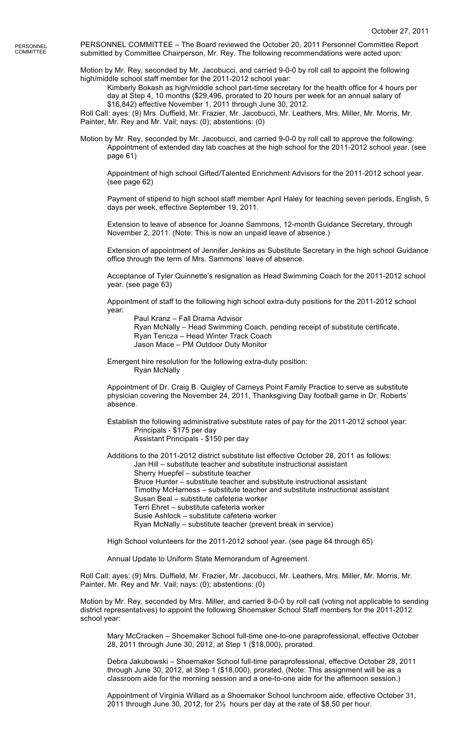October 27, 2011

PERSONNEL COMMITTEE

PERSONNEL COMMITTEE – The Board reviewed the October 20, 2011 Personnel Committee Report submitted by Committee Chairperson, Mr. Rey. The following recommendations were acted upon:

Motion by Mr. Rey, seconded by Mr. Jacobucci, and carried 9-0-0 by roll call to appoint the following high/middle school staff member for the 2011-2012 school year:

Kimberly Bokash as high/middle school part-time secretary for the health office for 4 hours per day at Step 4, 10 months ($29,496, prorated to 20 hours per week for an annual salary of $16,842) effective November 1, 2011 through June 30, 2012.

Roll Call: ayes: (9) Mrs. Duffield, Mr. Frazier, Mr. Jacobucci, Mr. Leathers, Mrs. Miller, Mr. Morris, Mr. Painter, Mr. Rey and Mr. Vail; nays: (0); abstentions: (0)

Motion by Mr. Rey, seconded by Mr. Jacobucci, and carried 9-0-0 by roll call to approve the following:

Appointment of extended day lab coaches at the high school for the 2011-2012 school year. (see page 61)

Appointment of high school Gifted/Talented Enrichment Advisors for the 2011-2012 school year. (see page 62)

Payment of stipend to high school staff member April Haley for teaching seven periods, English, 5 days per week, effective September 19, 2011.

Extension to leave of absence for Joanne Sammons, 12-month Guidance Secretary, through November 2, 2011. (Note: This is now an unpaid leave of absence.)

Extension of appointment of Jennifer Jenkins as Substitute Secretary in the high school Guidance office through the term of Mrs. Sammons' leave of absence.

Acceptance of Tyler Quinnette's resignation as Head Swimming Coach for the 2011-2012 school year. (see page 63)

Appointment of staff to the following high school extra-duty positions for the 2011-2012 school year:

Paul Kranz – Fall Drama Advisor
Ryan McNally – Head Swimming Coach, pending receipt of substitute certificate.
Ryan Tencza – Head Winter Track Coach
Jason Mace – PM Outdoor Duty Monitor

Emergent hire resolution for the following extra-duty position:

Ryan McNally

Appointment of Dr. Craig B. Quigley of Carneys Point Family Practice to serve as substitute physician covering the November 24, 2011, Thanksgiving Day football game in Dr. Roberts' absence.

Establish the following administrative substitute rates of pay for the 2011-2012 school year:

Principals - $175 per day
Assistant Principals - $150 per day

Additions to the 2011-2012 district substitute list effective October 28, 2011 as follows:

Jan Hill – substitute teacher and substitute instructional assistant
Sherry Huepfel – substitute teacher
Bruce Hunter – substitute teacher and substitute instructional assistant
Timothy McHarness – substitute teacher and substitute instructional assistant
Susan Beal – substitute cafeteria worker
Terri Ehret – substitute cafeteria worker
Susie Ashlock – substitute cafeteria worker
Ryan McNally – substitute teacher (prevent break in service)

High School volunteers for the 2011-2012 school year. (see page 64 through 65)

Annual Update to Uniform State Memorandum of Agreement.

Roll Call: ayes: (9) Mrs. Duffield, Mr. Frazier, Mr. Jacobucci, Mr. Leathers, Mrs. Miller, Mr. Morris, Mr. Painter, Mr. Rey and Mr. Vail; nays: (0); abstentions: (0)

Motion by Mr. Rey, seconded by Mrs. Miller, and carried 8-0-0 by roll call (voting not applicable to sending district representatives) to appoint the following Shoemaker School Staff members for the 2011-2012 school year:

Mary McCracken – Shoemaker School full-time one-to-one paraprofessional, effective October 28, 2011 through June 30, 2012, at Step 1 ($18,000), prorated.

Debra Jakubowski – Shoemaker School full-time paraprofessional, effective October 28, 2011 through June 30, 2012, at Step 1 ($18,000), prorated. (Note: This assignment will be as a classroom aide for the morning session and a one-to-one aide for the afternoon session.)

Appointment of Virginia Willard as a Shoemaker School lunchroom aide, effective October 31, 2011 through June 30, 2012, for 2½ hours per day at the rate of $8.50 per hour.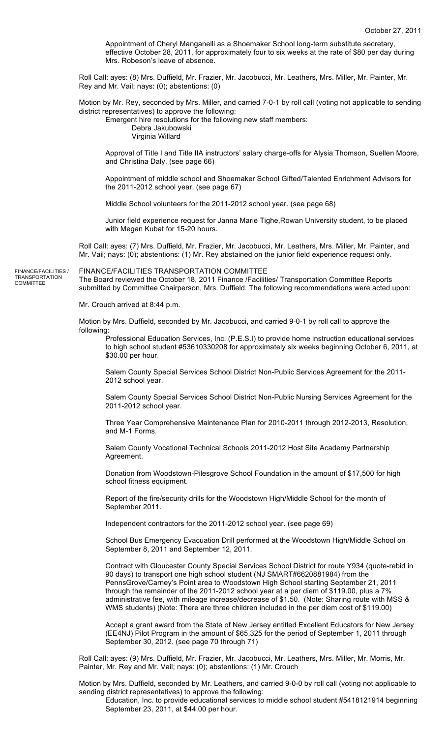Appointment of Cheryl Manganelli as a Shoemaker School long-term substitute secretary, effective October 28, 2011, for approximately four to six weeks at the rate of $80 per day during Mrs. Robeson's leave of absence.

Roll Call: ayes: (8) Mrs. Duffield, Mr. Frazier, Mr. Jacobucci, Mr. Leathers, Mrs. Miller, Mr. Painter, Mr. Rey and Mr. Vail; nays: (0); abstentions: (0)

Motion by Mr. Rey, seconded by Mrs. Miller, and carried 7-0-1 by roll call (voting not applicable to sending district representatives) to approve the following:

Emergent hire resolutions for the following new staff members:

Debra Jakubowski
Virginia Willard

Approval of Title I and Title IIA instructors' salary charge-offs for Alysia Thomson, Suellen Moore, and Christina Daly. (see page 66)

Appointment of middle school and Shoemaker School Gifted/Talented Enrichment Advisors for the 2011-2012 school year. (see page 67)

Middle School volunteers for the 2011-2012 school year. (see page 68)

Junior field experience request for Janna Marie Tighe,Rowan University student, to be placed with Megan Kubat for 15-20 hours.

Roll Call: ayes: (7) Mrs. Duffield, Mr. Frazier, Mr. Jacobucci, Mr. Leathers, Mrs. Miller, Mr. Painter, and Mr. Vail; nays: (0); abstentions: (1) Mr. Rey abstained on the junior field experience request only.

FINANCE/FACILITIES / TRANSPORTATION COMMITTEE

## FINANCE/FACILITIES TRANSPORTATION COMMITTEE

The Board reviewed the October 18, 2011 Finance /Facilities/ Transportation Committee Reports submitted by Committee Chairperson, Mrs. Duffield. The following recommendations were acted upon:

Mr. Crouch arrived at 8:44 p.m.

Motion by Mrs. Duffield, seconded by Mr. Jacobucci, and carried 9-0-1 by roll call to approve the following:

Professional Education Services, Inc. (P.E.S.I) to provide home instruction educational services to high school student #53610330208 for approximately six weeks beginning October 6, 2011, at $30.00 per hour.

Salem County Special Services School District Non-Public Services Agreement for the 2011-2012 school year.

Salem County Special Services School District Non-Public Nursing Services Agreement for the 2011-2012 school year.

Three Year Comprehensive Maintenance Plan for 2010-2011 through 2012-2013, Resolution, and M-1 Forms.

Salem County Vocational Technical Schools 2011-2012 Host Site Academy Partnership Agreement.

Donation from Woodstown-Pilesgrove School Foundation in the amount of $17,500 for high school fitness equipment.

Report of the fire/security drills for the Woodstown High/Middle School for the month of September 2011.

Independent contractors for the 2011-2012 school year. (see page 69)

School Bus Emergency Evacuation Drill performed at the Woodstown High/Middle School on September 8, 2011 and September 12, 2011.

Contract with Gloucester County Special Services School District for route Y934 (quote-rebid in 90 days) to transport one high school student (NJ SMART#6620881984) from the PennsGrove/Carney's Point area to Woodstown High School starting September 21, 2011 through the remainder of the 2011-2012 school year at a per diem of $119.00, plus a 7% administrative fee, with mileage increase/decrease of $1.50. (Note: Sharing route with MSS & WMS students) (Note: There are three children included in the per diem cost of $119.00)

Accept a grant award from the State of New Jersey entitled Excellent Educators for New Jersey (EE4NJ) Pilot Program in the amount of $65,325 for the period of September 1, 2011 through September 30, 2012. (see page 70 through 71)

Roll Call: ayes: (9) Mrs. Duffield, Mr. Frazier, Mr. Jacobucci, Mr. Leathers, Mrs. Miller, Mr. Morris, Mr. Painter, Mr. Rey and Mr. Vail; nays: (0); abstentions: (1) Mr. Crouch

Motion by Mrs. Duffield, seconded by Mr. Leathers, and carried 9-0-0 by roll call (voting not applicable to sending district representatives) to approve the following:

Education, Inc. to provide educational services to middle school student #5418121914 beginning September 23, 2011, at $44.00 per hour.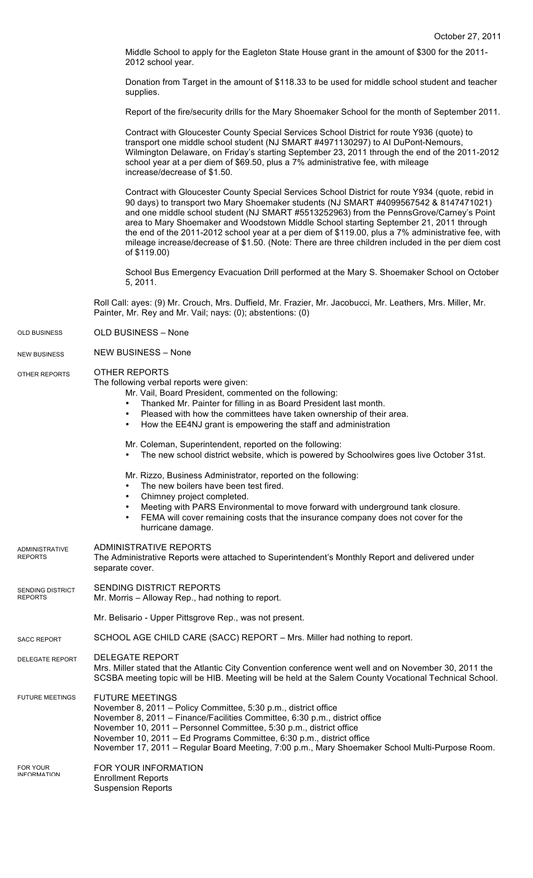Middle School to apply for the Eagleton State House grant in the amount of $300 for the 2011-2012 school year.

Donation from Target in the amount of $118.33 to be used for middle school student and teacher supplies.

Report of the fire/security drills for the Mary Shoemaker School for the month of September 2011.

Contract with Gloucester County Special Services School District for route Y936 (quote) to transport one middle school student (NJ SMART #4971130297) to AI DuPont-Nemours, Wilmington Delaware, on Friday's starting September 23, 2011 through the end of the 2011-2012 school year at a per diem of $69.50, plus a 7% administrative fee, with mileage increase/decrease of $1.50.

Contract with Gloucester County Special Services School District for route Y934 (quote, rebid in 90 days) to transport two Mary Shoemaker students (NJ SMART #4099567542 & 8147471021) and one middle school student (NJ SMART #5513252963) from the PennsGrove/Carney's Point area to Mary Shoemaker and Woodstown Middle School starting September 21, 2011 through the end of the 2011-2012 school year at a per diem of $119.00, plus a 7% administrative fee, with mileage increase/decrease of $1.50. (Note: There are three children included in the per diem cost of $119.00)

School Bus Emergency Evacuation Drill performed at the Mary S. Shoemaker School on October 5, 2011.

Roll Call: ayes: (9) Mr. Crouch, Mrs. Duffield, Mr. Frazier, Mr. Jacobucci, Mr. Leathers, Mrs. Miller, Mr. Painter, Mr. Rey and Mr. Vail; nays: (0); abstentions: (0)

## OLD BUSINESS – None

## NEW BUSINESS – None

## OTHER REPORTS

The following verbal reports were given:

Mr. Vail, Board President, commented on the following:

- Thanked Mr. Painter for filling in as Board President last month.
- Pleased with how the committees have taken ownership of their area.
- How the EE4NJ grant is empowering the staff and administration

Mr. Coleman, Superintendent, reported on the following:

- The new school district website, which is powered by Schoolwires goes live October 31st.

Mr. Rizzo, Business Administrator, reported on the following:

- The new boilers have been test fired.
- Chimney project completed.
- Meeting with PARS Environmental to move forward with underground tank closure.
- FEMA will cover remaining costs that the insurance company does not cover for the hurricane damage.

## ADMINISTRATIVE REPORTS

The Administrative Reports were attached to Superintendent's Monthly Report and delivered under separate cover.

## SENDING DISTRICT REPORTS

Mr. Morris – Alloway Rep., had nothing to report.

Mr. Belisario - Upper Pittsgrove Rep., was not present.

## SCHOOL AGE CHILD CARE (SACC) REPORT – Mrs. Miller had nothing to report.

## DELEGATE REPORT

Mrs. Miller stated that the Atlantic City Convention conference went well and on November 30, 2011 the SCSBA meeting topic will be HIB. Meeting will be held at the Salem County Vocational Technical School.

## FUTURE MEETINGS

November 8, 2011 – Policy Committee, 5:30 p.m., district office
November 8, 2011 – Finance/Facilities Committee, 6:30 p.m., district office
November 10, 2011 – Personnel Committee, 5:30 p.m., district office
November 10, 2011 – Ed Programs Committee, 6:30 p.m., district office
November 17, 2011 – Regular Board Meeting, 7:00 p.m., Mary Shoemaker School Multi-Purpose Room.

## FOR YOUR INFORMATION

Enrollment Reports
Suspension Reports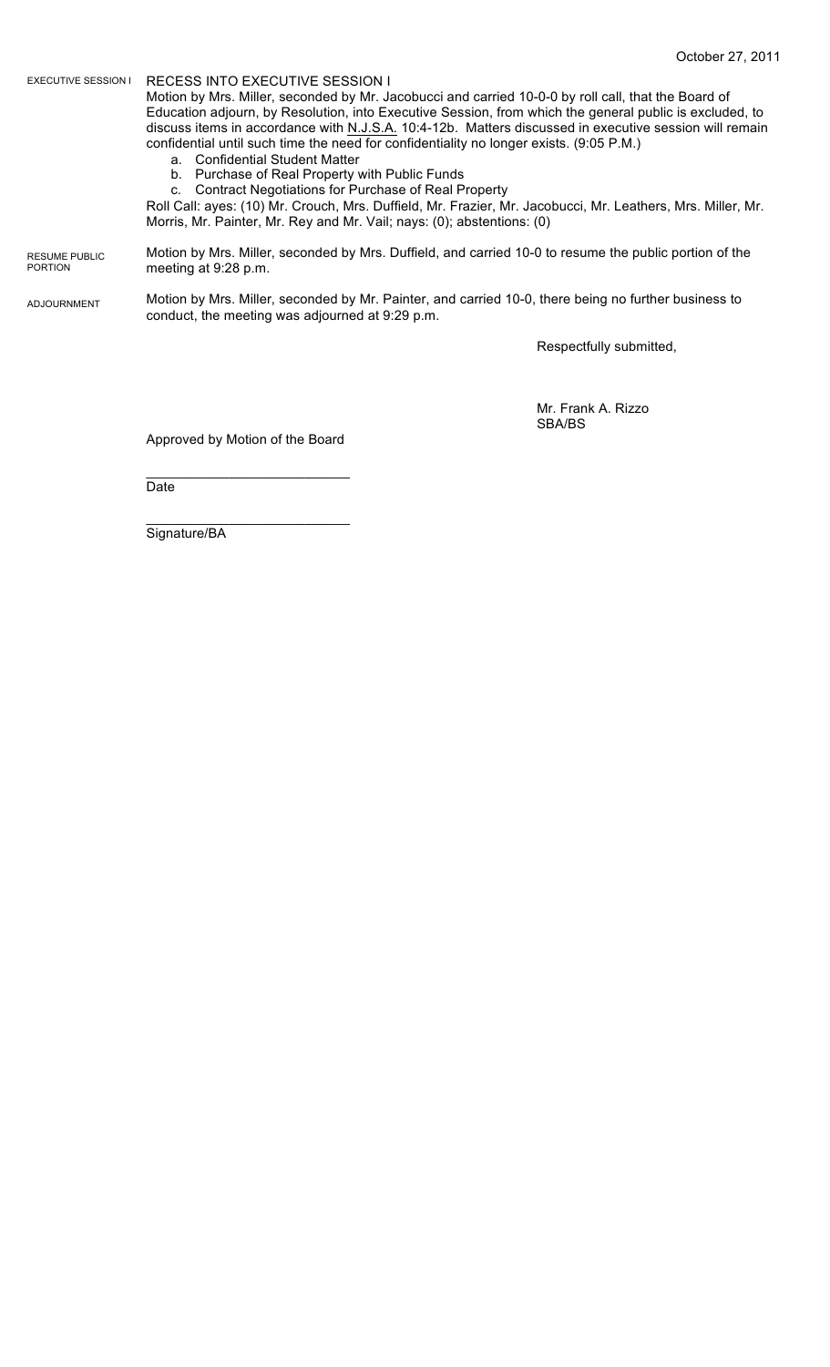October 27, 2011

**EXECUTIVE SESSION I** — RECESS INTO EXECUTIVE SESSION I

Motion by Mrs. Miller, seconded by Mr. Jacobucci and carried 10-0-0 by roll call, that the Board of Education adjourn, by Resolution, into Executive Session, from which the general public is excluded, to discuss items in accordance with N.J.S.A. 10:4-12b. Matters discussed in executive session will remain confidential until such time the need for confidentiality no longer exists. (9:05 P.M.)

a. Confidential Student Matter
b. Purchase of Real Property with Public Funds
c. Contract Negotiations for Purchase of Real Property

Roll Call: ayes: (10) Mr. Crouch, Mrs. Duffield, Mr. Frazier, Mr. Jacobucci, Mr. Leathers, Mrs. Miller, Mr. Morris, Mr. Painter, Mr. Rey and Mr. Vail; nays: (0); abstentions: (0)

**RESUME PUBLIC PORTION**

Motion by Mrs. Miller, seconded by Mrs. Duffield, and carried 10-0 to resume the public portion of the meeting at 9:28 p.m.

**ADJOURNMENT**

Motion by Mrs. Miller, seconded by Mr. Painter, and carried 10-0, there being no further business to conduct, the meeting was adjourned at 9:29 p.m.

Respectfully submitted,

Mr. Frank A. Rizzo
SBA/BS

Approved by Motion of the Board

\_\_\_\_\_\_\_\_\_\_\_\_\_\_\_\_\_\_\_\_\_\_\_\_\_\_\_\_
Date

\_\_\_\_\_\_\_\_\_\_\_\_\_\_\_\_\_\_\_\_\_\_\_\_\_\_\_\_
Signature/BA